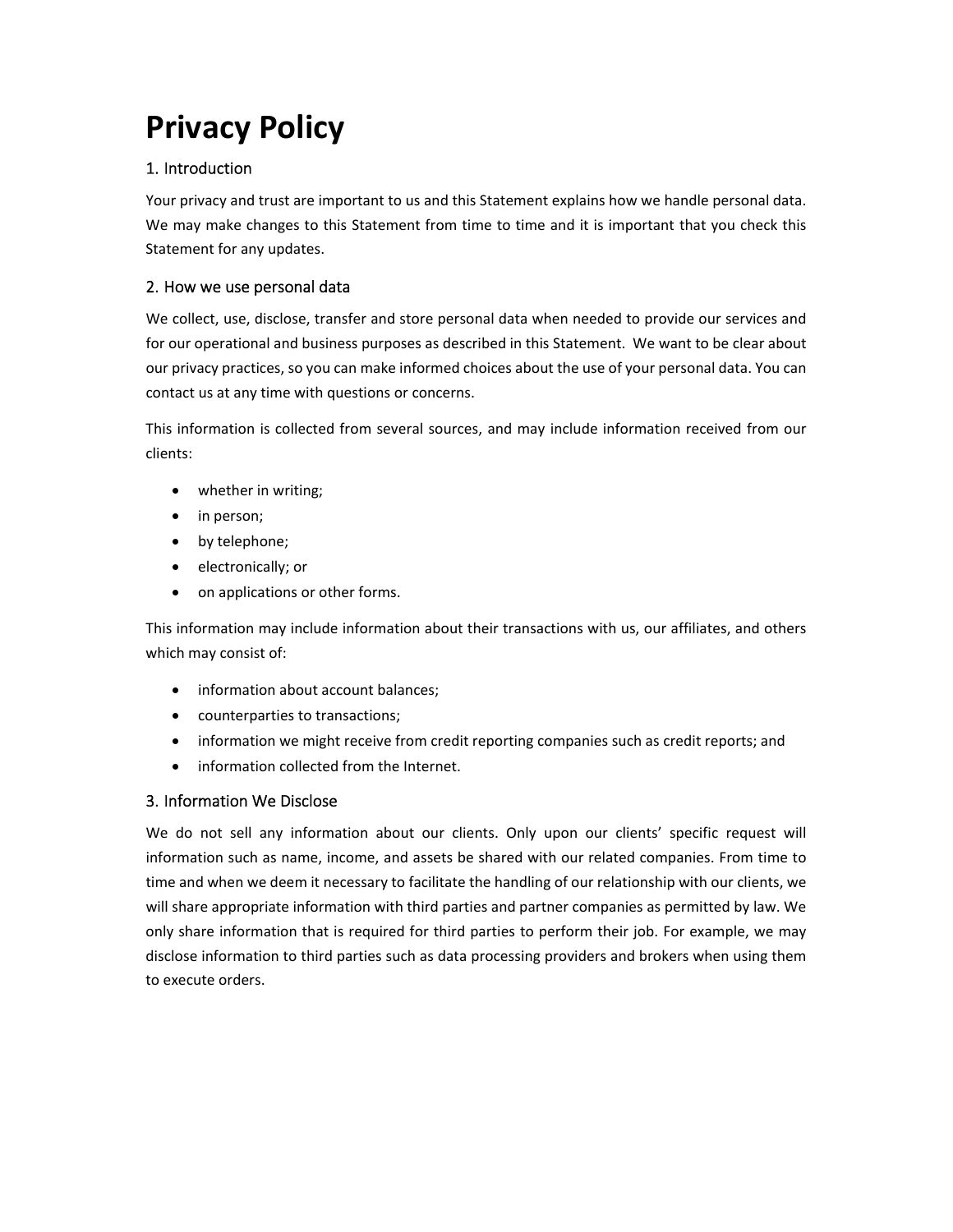# Privacy Policy

## 1. Introduction

Your privacy and trust are important to us and this Statement explains how we handle personal data. We may make changes to this Statement from time to time and it is important that you check this Statement for any updates.

## 2. How we use personal data

We collect, use, disclose, transfer and store personal data when needed to provide our services and for our operational and business purposes as described in this Statement. We want to be clear about our privacy practices, so you can make informed choices about the use of your personal data. You can contact us at any time with questions or concerns.

This information is collected from several sources, and may include information received from our clients:

- whether in writing;
- in person;
- by telephone;
- electronically; or
- on applications or other forms.

This information may include information about their transactions with us, our affiliates, and others which may consist of:

- information about account balances;
- counterparties to transactions;
- information we might receive from credit reporting companies such as credit reports; and
- information collected from the Internet.

## 3. Information We Disclose

We do not sell any information about our clients. Only upon our clients' specific request will information such as name, income, and assets be shared with our related companies. From time to time and when we deem it necessary to facilitate the handling of our relationship with our clients, we will share appropriate information with third parties and partner companies as permitted by law. We only share information that is required for third parties to perform their job. For example, we may disclose information to third parties such as data processing providers and brokers when using them to execute orders.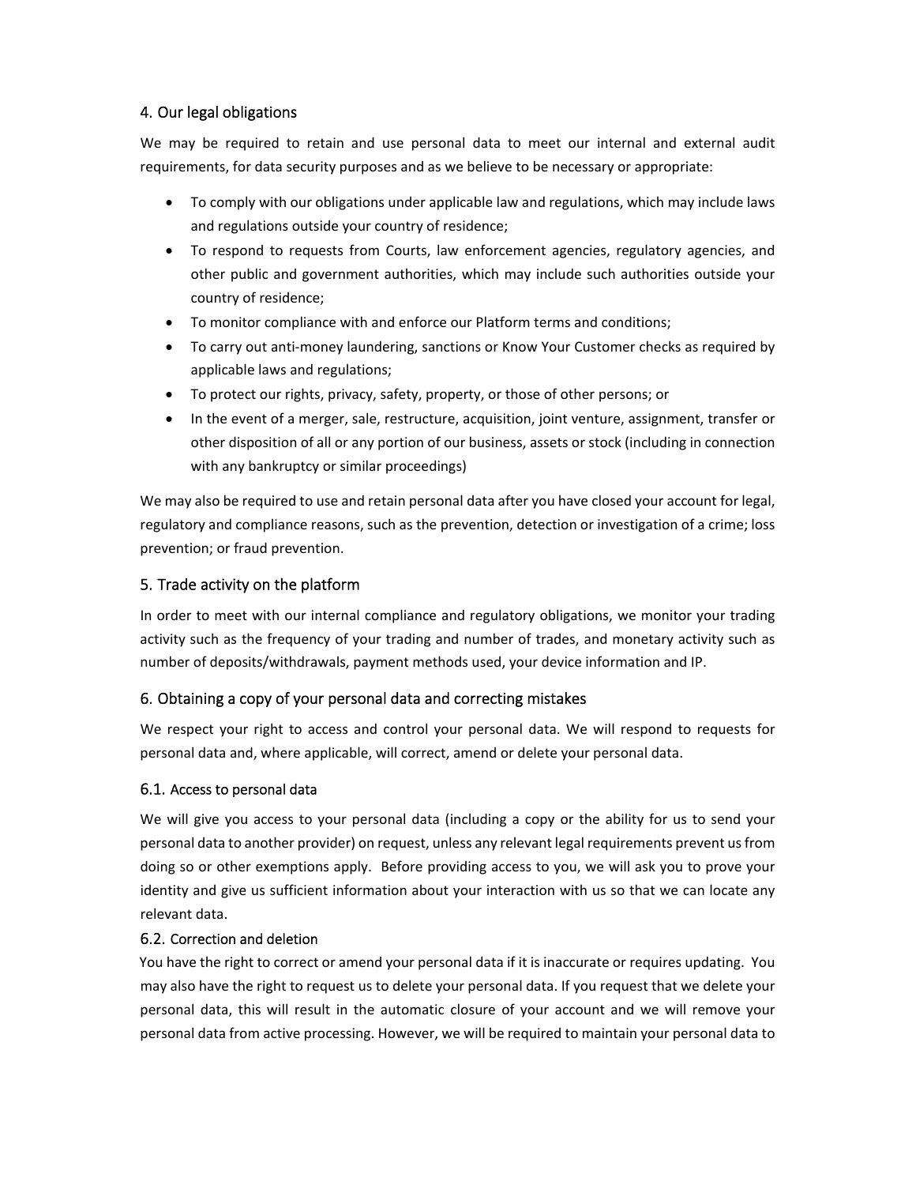## 4. Our legal obligations

We may be required to retain and use personal data to meet our internal and external audit requirements, for data security purposes and as we believe to be necessary or appropriate:

- To comply with our obligations under applicable law and regulations, which may include laws and regulations outside your country of residence;
- To respond to requests from Courts, law enforcement agencies, regulatory agencies, and other public and government authorities, which may include such authorities outside your country of residence;
- To monitor compliance with and enforce our Platform terms and conditions;
- To carry out anti-money laundering, sanctions or Know Your Customer checks as required by applicable laws and regulations;
- To protect our rights, privacy, safety, property, or those of other persons; or
- In the event of a merger, sale, restructure, acquisition, joint venture, assignment, transfer or other disposition of all or any portion of our business, assets or stock (including in connection with any bankruptcy or similar proceedings)

We may also be required to use and retain personal data after you have closed your account for legal, regulatory and compliance reasons, such as the prevention, detection or investigation of a crime; loss prevention; or fraud prevention.

## 5. Trade activity on the platform

In order to meet with our internal compliance and regulatory obligations, we monitor your trading activity such as the frequency of your trading and number of trades, and monetary activity such as number of deposits/withdrawals, payment methods used, your device information and IP.

## 6. Obtaining a copy of your personal data and correcting mistakes

We respect your right to access and control your personal data. We will respond to requests for personal data and, where applicable, will correct, amend or delete your personal data.

### 6.1. Access to personal data

We will give you access to your personal data (including a copy or the ability for us to send your personal data to another provider) on request, unless any relevant legal requirements prevent us from doing so or other exemptions apply. Before providing access to you, we will ask you to prove your identity and give us sufficient information about your interaction with us so that we can locate any relevant data.

### 6.2. Correction and deletion

You have the right to correct or amend your personal data if it is inaccurate or requires updating. You may also have the right to request us to delete your personal data. If you request that we delete your personal data, this will result in the automatic closure of your account and we will remove your personal data from active processing. However, we will be required to maintain your personal data to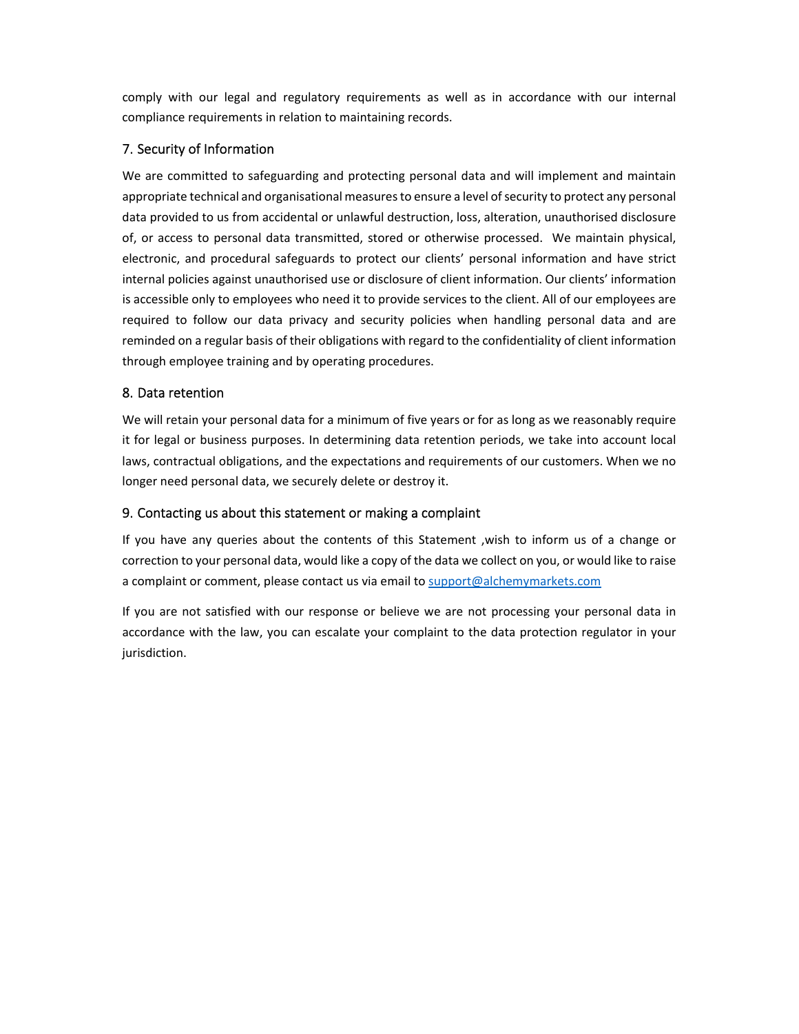comply with our legal and regulatory requirements as well as in accordance with our internal compliance requirements in relation to maintaining records.

## 7. Security of Information

We are committed to safeguarding and protecting personal data and will implement and maintain appropriate technical and organisational measures to ensure a level of security to protect any personal data provided to us from accidental or unlawful destruction, loss, alteration, unauthorised disclosure of, or access to personal data transmitted, stored or otherwise processed. We maintain physical, electronic, and procedural safeguards to protect our clients' personal information and have strict internal policies against unauthorised use or disclosure of client information. Our clients' information is accessible only to employees who need it to provide services to the client. All of our employees are required to follow our data privacy and security policies when handling personal data and are reminded on a regular basis of their obligations with regard to the confidentiality of client information through employee training and by operating procedures.

## 8. Data retention

We will retain your personal data for a minimum of five years or for as long as we reasonably require it for legal or business purposes. In determining data retention periods, we take into account local laws, contractual obligations, and the expectations and requirements of our customers. When we no longer need personal data, we securely delete or destroy it.

## 9. Contacting us about this statement or making a complaint

If you have any queries about the contents of this Statement ,wish to inform us of a change or correction to your personal data, would like a copy of the data we collect on you, or would like to raise a complaint or comment, please contact us via email to support@alchemymarkets.com

If you are not satisfied with our response or believe we are not processing your personal data in accordance with the law, you can escalate your complaint to the data protection regulator in your jurisdiction.